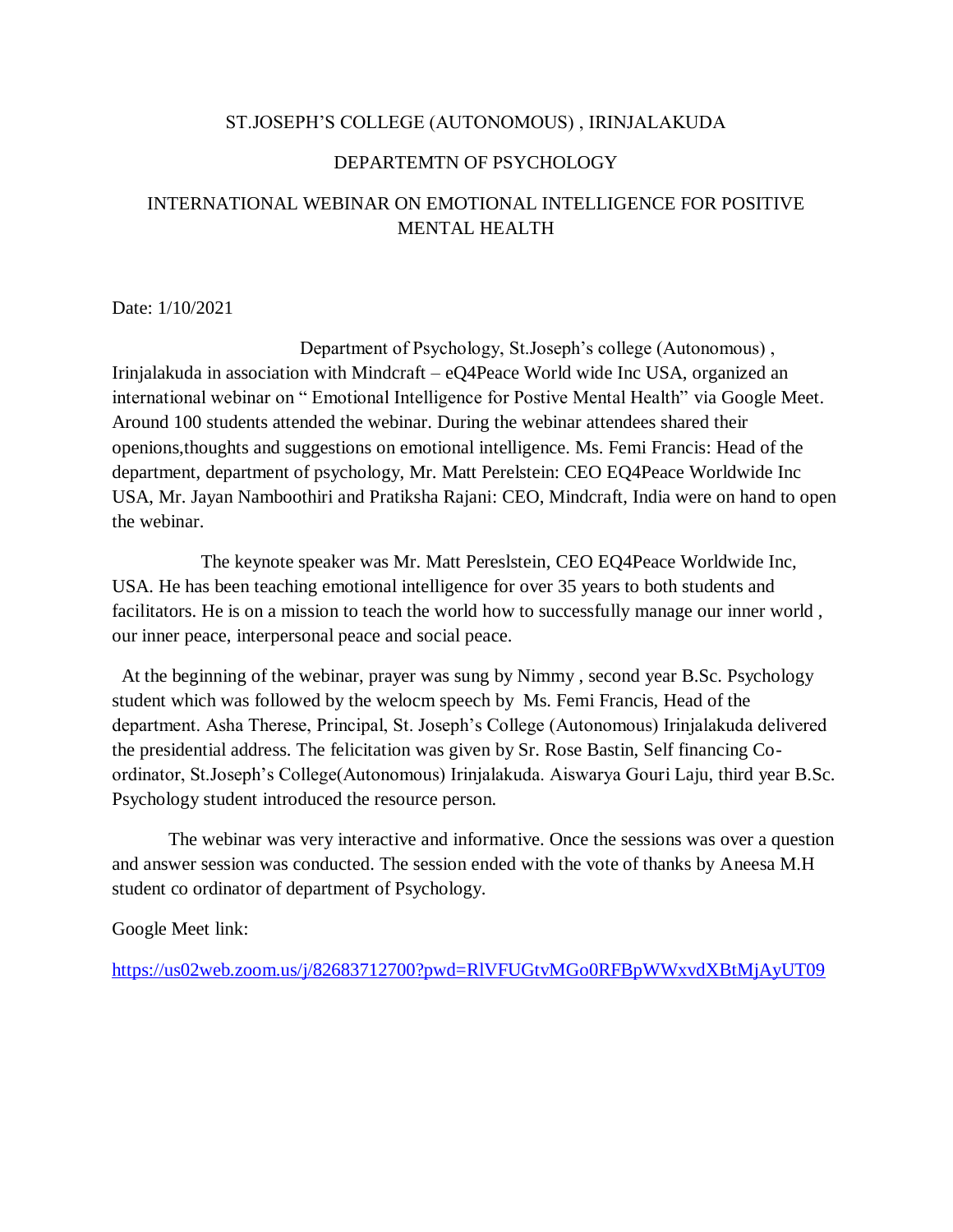# ST.JOSEPH'S COLLEGE (AUTONOMOUS) , IRINJALAKUDA

## DEPARTEMTN OF PSYCHOLOGY

## INTERNATIONAL WEBINAR ON EMOTIONAL INTELLIGENCE FOR POSITIVE MENTAL HEALTH

Date: 1/10/2021

Department of Psychology, St.Joseph's college (Autonomous) , Irinjalakuda in association with Mindcraft – eQ4Peace World wide Inc USA, organized an international webinar on " Emotional Intelligence for Postive Mental Health" via Google Meet. Around 100 students attended the webinar. During the webinar attendees shared their openions,thoughts and suggestions on emotional intelligence. Ms. Femi Francis: Head of the department, department of psychology, Mr. Matt Perelstein: CEO EQ4Peace Worldwide Inc USA, Mr. Jayan Namboothiri and Pratiksha Rajani: CEO, Mindcraft, India were on hand to open the webinar.

The keynote speaker was Mr. Matt Pereslstein, CEO EQ4Peace Worldwide Inc, USA. He has been teaching emotional intelligence for over 35 years to both students and facilitators. He is on a mission to teach the world how to successfully manage our inner world , our inner peace, interpersonal peace and social peace.

At the beginning of the webinar, prayer was sung by Nimmy , second year B.Sc. Psychology student which was followed by the welocm speech by Ms. Femi Francis, Head of the department. Asha Therese, Principal, St. Joseph's College (Autonomous) Irinjalakuda delivered the presidential address. The felicitation was given by Sr. Rose Bastin, Self financing Co-ordinator, St.Joseph's College(Autonomous) Irinjalakuda. Aiswarya Gouri Laju, third year B.Sc. Psychology student introduced the resource person.

The webinar was very interactive and informative. Once the sessions was over a question and answer session was conducted. The session ended with the vote of thanks by Aneesa M.H student co ordinator of department of Psychology.

Google Meet link:

https://us02web.zoom.us/j/82683712700?pwd=RlVFUGtvMGo0RFBpWWxvdXBtMjAyUT09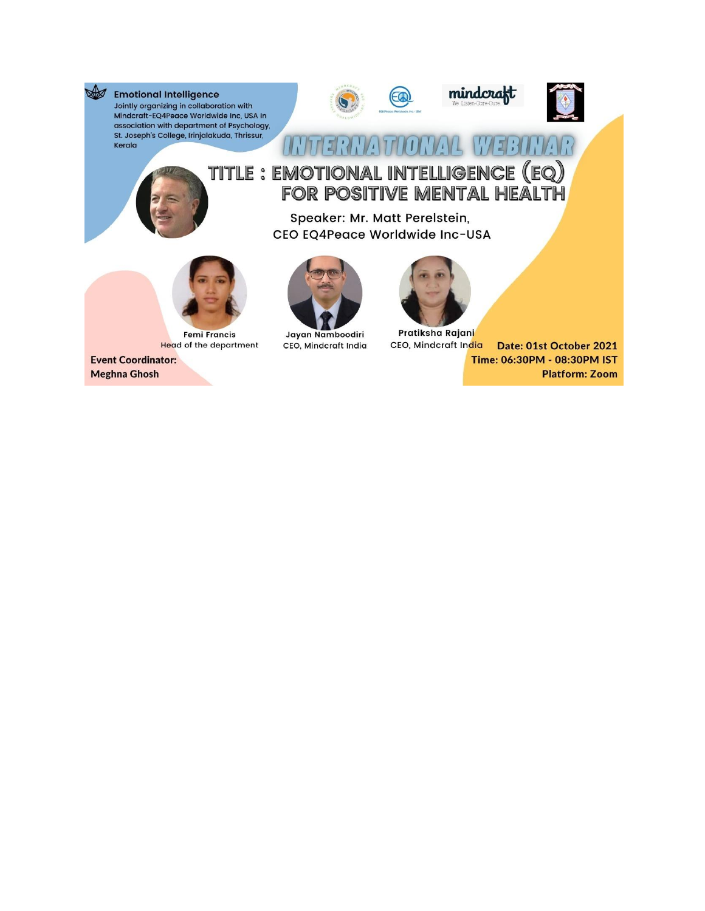**Emotional Intelligence**

Jointly organizing in collaboration with Mindcraft-EQ4Peace Worldwide Inc, USA In association with department of Psychology, St. Joseph's College, Irinjalakuda, Thrissur, Kerala

# INTERNATIONAL WEBINAR

## TITLE : EMOTIONAL INTELLIGENCE (EQ) FOR POSITIVE MENTAL HEALTH

Speaker: Mr. Matt Perelstein,
CEO EQ4Peace Worldwide Inc-USA

**Femi Francis**
Head of the department

**Jayan Namboodiri**
CEO, Mindcraft India

**Pratiksha Rajani**
CEO, Mindcraft India

**Event Coordinator:**
**Meghna Ghosh**

**Date: 01st October 2021**
**Time: 06:30PM - 08:30PM IST**
**Platform: Zoom**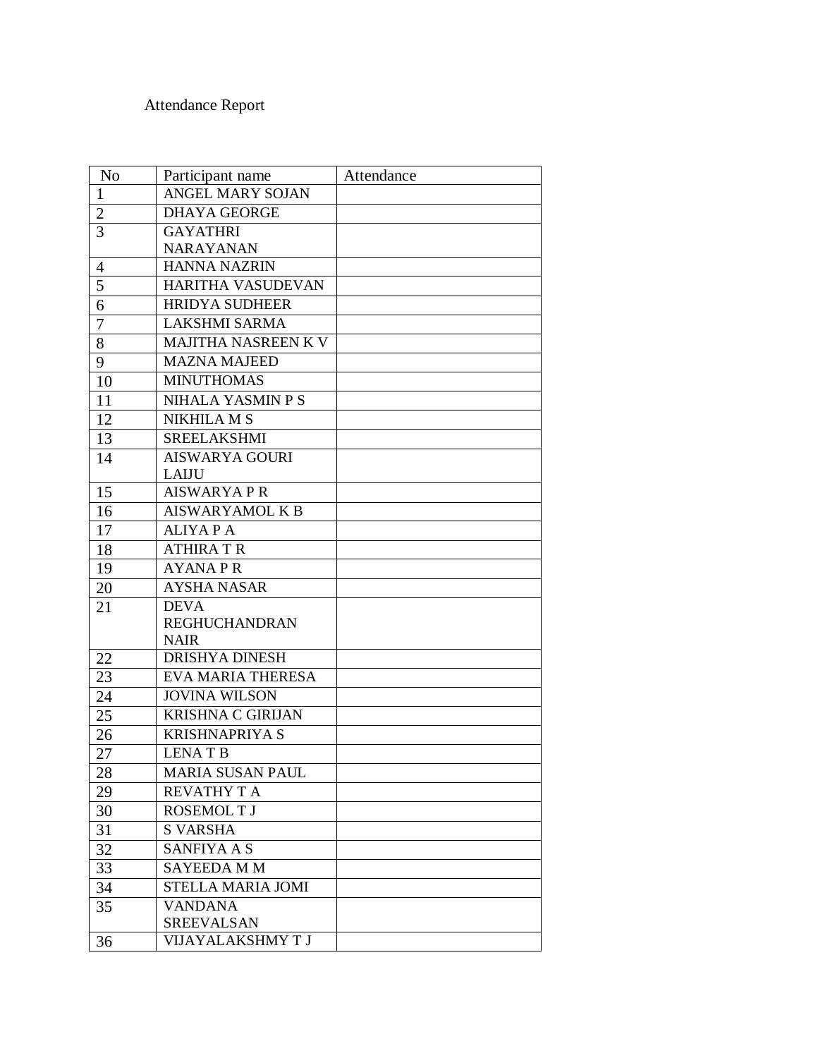Attendance Report

| No | Participant name | Attendance |
|---|---|---|
| 1 | ANGEL MARY SOJAN | |
| 2 | DHAYA GEORGE | |
| 3 | GAYATHRI NARAYANAN | |
| 4 | HANNA NAZRIN | |
| 5 | HARITHA VASUDEVAN | |
| 6 | HRIDYA SUDHEER | |
| 7 | LAKSHMI SARMA | |
| 8 | MAJITHA NASREEN K V | |
| 9 | MAZNA MAJEED | |
| 10 | MINUTHOMAS | |
| 11 | NIHALA YASMIN P S | |
| 12 | NIKHILA M S | |
| 13 | SREELAKSHMI | |
| 14 | AISWARYA GOURI LAIJU | |
| 15 | AISWARYA P R | |
| 16 | AISWARYAMOL K B | |
| 17 | ALIYA P A | |
| 18 | ATHIRA T R | |
| 19 | AYANA P R | |
| 20 | AYSHA NASAR | |
| 21 | DEVA REGHUCHANDRAN NAIR | |
| 22 | DRISHYA DINESH | |
| 23 | EVA MARIA THERESA | |
| 24 | JOVINA WILSON | |
| 25 | KRISHNA C GIRIJAN | |
| 26 | KRISHNAPRIYA S | |
| 27 | LENA T B | |
| 28 | MARIA SUSAN PAUL | |
| 29 | REVATHY T A | |
| 30 | ROSEMOL T J | |
| 31 | S VARSHA | |
| 32 | SANFIYA A S | |
| 33 | SAYEEDA M M | |
| 34 | STELLA MARIA JOMI | |
| 35 | VANDANA SREEVALSAN | |
| 36 | VIJAYALAKSHMY T J | |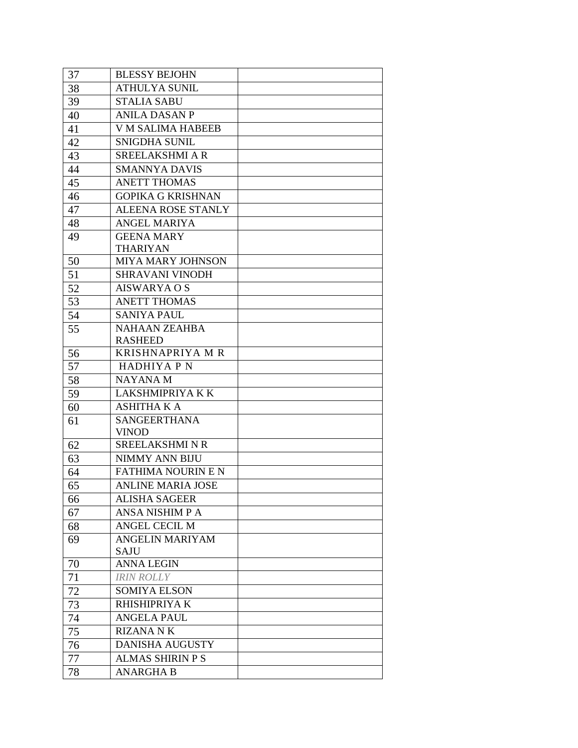| 37 | BLESSY BEJOHN | |
|---|---|---|
| 38 | ATHULYA SUNIL | |
| 39 | STALIA SABU | |
| 40 | ANILA DASAN P | |
| 41 | V M SALIMA HABEEB | |
| 42 | SNIGDHA SUNIL | |
| 43 | SREELAKSHMI A R | |
| 44 | SMANNYA DAVIS | |
| 45 | ANETT THOMAS | |
| 46 | GOPIKA G KRISHNAN | |
| 47 | ALEENA ROSE STANLY | |
| 48 | ANGEL MARIYA | |
| 49 | GEENA MARY THARIYAN | |
| 50 | MIYA MARY JOHNSON | |
| 51 | SHRAVANI VINODH | |
| 52 | AISWARYA O S | |
| 53 | ANETT THOMAS | |
| 54 | SANIYA PAUL | |
| 55 | NAHAAN ZEAHBA RASHEED | |
| 56 | KRISHNAPRIYA M R | |
| 57 | HADHIYA P N | |
| 58 | NAYANA M | |
| 59 | LAKSHMIPRIYA K K | |
| 60 | ASHITHA K A | |
| 61 | SANGEERTHANA VINOD | |
| 62 | SREELAKSHMI N R | |
| 63 | NIMMY ANN BIJU | |
| 64 | FATHIMA NOURIN E N | |
| 65 | ANLINE MARIA JOSE | |
| 66 | ALISHA SAGEER | |
| 67 | ANSA NISHIM P A | |
| 68 | ANGEL CECIL M | |
| 69 | ANGELIN MARIYAM SAJU | |
| 70 | ANNA LEGIN | |
| 71 | *IRIN ROLLY* | |
| 72 | SOMIYA ELSON | |
| 73 | RHISHIPRIYA K | |
| 74 | ANGELA PAUL | |
| 75 | RIZANA N K | |
| 76 | DANISHA AUGUSTY | |
| 77 | ALMAS SHIRIN P S | |
| 78 | ANARGHA B | |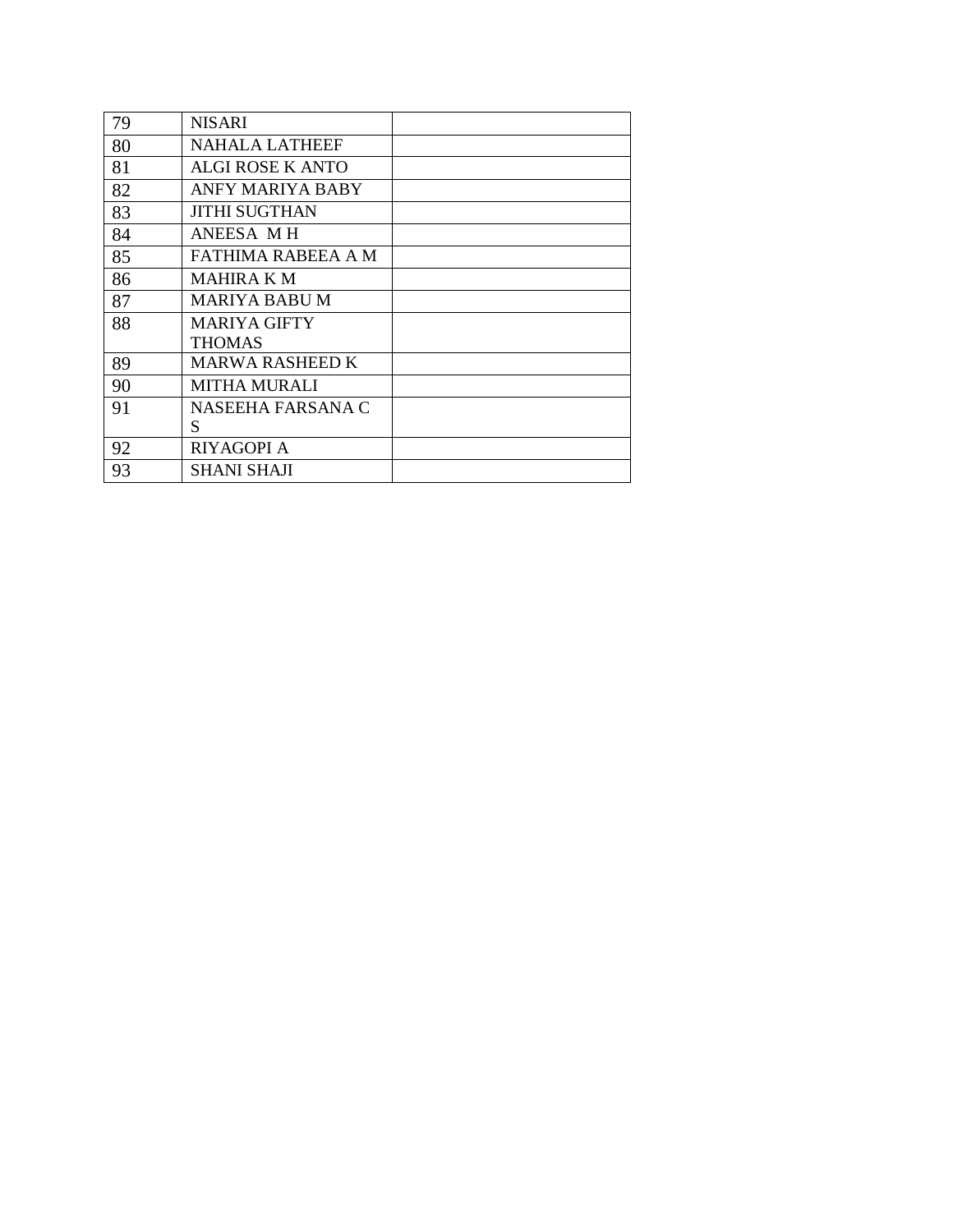| | | |
|---|---|---|
| 79 | NISARI | |
| 80 | NAHALA LATHEEF | |
| 81 | ALGI ROSE K ANTO | |
| 82 | ANFY MARIYA BABY | |
| 83 | JITHI SUGTHAN | |
| 84 | ANEESA M H | |
| 85 | FATHIMA RABEEA A M | |
| 86 | MAHIRA K M | |
| 87 | MARIYA BABU M | |
| 88 | MARIYA GIFTY THOMAS | |
| 89 | MARWA RASHEED K | |
| 90 | MITHA MURALI | |
| 91 | NASEEHA FARSANA C S | |
| 92 | RIYAGOPI A | |
| 93 | SHANI SHAJI | |